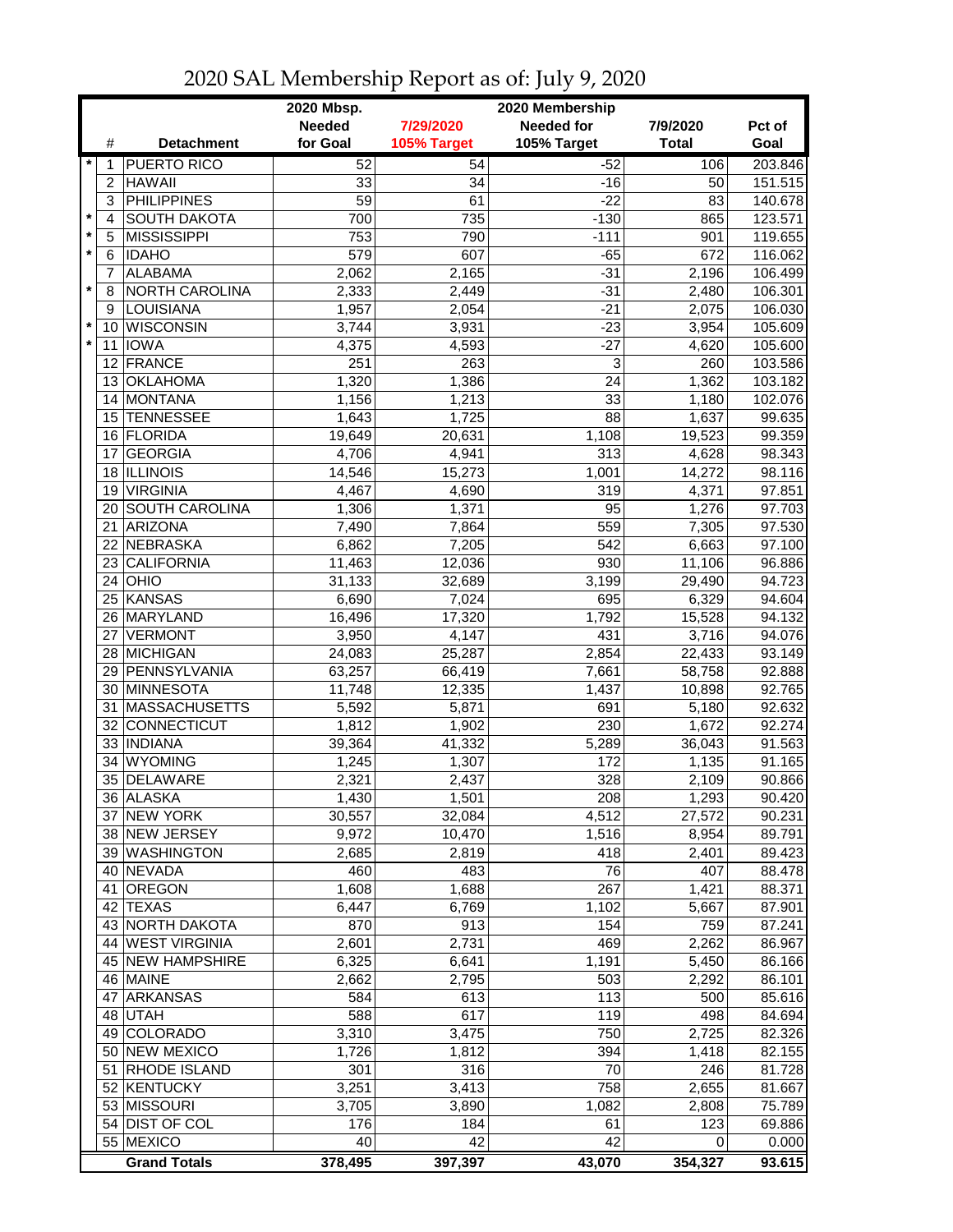# 2020 SAL Membership Report as of: July 9, 2020

| | # | Detachment | 2020 Mbsp. Needed for Goal | 7/29/2020 105% Target | 2020 Membership Needed for 105% Target | 7/9/2020 Total | Pct of Goal |
|---|---|---|---|---|---|---|---|
| * | 1 | PUERTO RICO | 52 | 54 | -52 | 106 | 203.846 |
| | 2 | HAWAII | 33 | 34 | -16 | 50 | 151.515 |
| | 3 | PHILIPPINES | 59 | 61 | -22 | 83 | 140.678 |
| * | 4 | SOUTH DAKOTA | 700 | 735 | -130 | 865 | 123.571 |
| * | 5 | MISSISSIPPI | 753 | 790 | -111 | 901 | 119.655 |
| * | 6 | IDAHO | 579 | 607 | -65 | 672 | 116.062 |
| | 7 | ALABAMA | 2,062 | 2,165 | -31 | 2,196 | 106.499 |
| * | 8 | NORTH CAROLINA | 2,333 | 2,449 | -31 | 2,480 | 106.301 |
| | 9 | LOUISIANA | 1,957 | 2,054 | -21 | 2,075 | 106.030 |
| * | 10 | WISCONSIN | 3,744 | 3,931 | -23 | 3,954 | 105.609 |
| * | 11 | IOWA | 4,375 | 4,593 | -27 | 4,620 | 105.600 |
| | 12 | FRANCE | 251 | 263 | 3 | 260 | 103.586 |
| | 13 | OKLAHOMA | 1,320 | 1,386 | 24 | 1,362 | 103.182 |
| | 14 | MONTANA | 1,156 | 1,213 | 33 | 1,180 | 102.076 |
| | 15 | TENNESSEE | 1,643 | 1,725 | 88 | 1,637 | 99.635 |
| | 16 | FLORIDA | 19,649 | 20,631 | 1,108 | 19,523 | 99.359 |
| | 17 | GEORGIA | 4,706 | 4,941 | 313 | 4,628 | 98.343 |
| | 18 | ILLINOIS | 14,546 | 15,273 | 1,001 | 14,272 | 98.116 |
| | 19 | VIRGINIA | 4,467 | 4,690 | 319 | 4,371 | 97.851 |
| | 20 | SOUTH CAROLINA | 1,306 | 1,371 | 95 | 1,276 | 97.703 |
| | 21 | ARIZONA | 7,490 | 7,864 | 559 | 7,305 | 97.530 |
| | 22 | NEBRASKA | 6,862 | 7,205 | 542 | 6,663 | 97.100 |
| | 23 | CALIFORNIA | 11,463 | 12,036 | 930 | 11,106 | 96.886 |
| | 24 | OHIO | 31,133 | 32,689 | 3,199 | 29,490 | 94.723 |
| | 25 | KANSAS | 6,690 | 7,024 | 695 | 6,329 | 94.604 |
| | 26 | MARYLAND | 16,496 | 17,320 | 1,792 | 15,528 | 94.132 |
| | 27 | VERMONT | 3,950 | 4,147 | 431 | 3,716 | 94.076 |
| | 28 | MICHIGAN | 24,083 | 25,287 | 2,854 | 22,433 | 93.149 |
| | 29 | PENNSYLVANIA | 63,257 | 66,419 | 7,661 | 58,758 | 92.888 |
| | 30 | MINNESOTA | 11,748 | 12,335 | 1,437 | 10,898 | 92.765 |
| | 31 | MASSACHUSETTS | 5,592 | 5,871 | 691 | 5,180 | 92.632 |
| | 32 | CONNECTICUT | 1,812 | 1,902 | 230 | 1,672 | 92.274 |
| | 33 | INDIANA | 39,364 | 41,332 | 5,289 | 36,043 | 91.563 |
| | 34 | WYOMING | 1,245 | 1,307 | 172 | 1,135 | 91.165 |
| | 35 | DELAWARE | 2,321 | 2,437 | 328 | 2,109 | 90.866 |
| | 36 | ALASKA | 1,430 | 1,501 | 208 | 1,293 | 90.420 |
| | 37 | NEW YORK | 30,557 | 32,084 | 4,512 | 27,572 | 90.231 |
| | 38 | NEW JERSEY | 9,972 | 10,470 | 1,516 | 8,954 | 89.791 |
| | 39 | WASHINGTON | 2,685 | 2,819 | 418 | 2,401 | 89.423 |
| | 40 | NEVADA | 460 | 483 | 76 | 407 | 88.478 |
| | 41 | OREGON | 1,608 | 1,688 | 267 | 1,421 | 88.371 |
| | 42 | TEXAS | 6,447 | 6,769 | 1,102 | 5,667 | 87.901 |
| | 43 | NORTH DAKOTA | 870 | 913 | 154 | 759 | 87.241 |
| | 44 | WEST VIRGINIA | 2,601 | 2,731 | 469 | 2,262 | 86.967 |
| | 45 | NEW HAMPSHIRE | 6,325 | 6,641 | 1,191 | 5,450 | 86.166 |
| | 46 | MAINE | 2,662 | 2,795 | 503 | 2,292 | 86.101 |
| | 47 | ARKANSAS | 584 | 613 | 113 | 500 | 85.616 |
| | 48 | UTAH | 588 | 617 | 119 | 498 | 84.694 |
| | 49 | COLORADO | 3,310 | 3,475 | 750 | 2,725 | 82.326 |
| | 50 | NEW MEXICO | 1,726 | 1,812 | 394 | 1,418 | 82.155 |
| | 51 | RHODE ISLAND | 301 | 316 | 70 | 246 | 81.728 |
| | 52 | KENTUCKY | 3,251 | 3,413 | 758 | 2,655 | 81.667 |
| | 53 | MISSOURI | 3,705 | 3,890 | 1,082 | 2,808 | 75.789 |
| | 54 | DIST OF COL | 176 | 184 | 61 | 123 | 69.886 |
| | 55 | MEXICO | 40 | 42 | 42 | 0 | 0.000 |
| | | **Grand Totals** | **378,495** | **397,397** | **43,070** | **354,327** | **93.615** |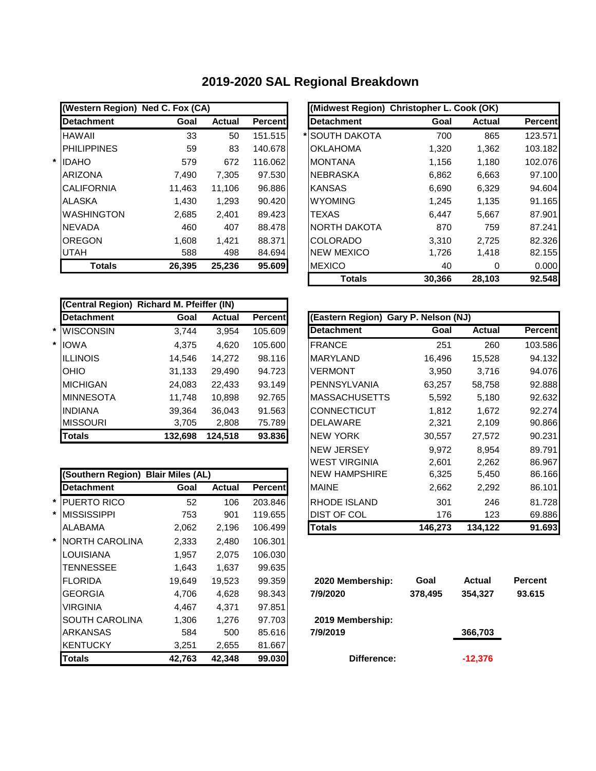# 2019-2020 SAL Regional Breakdown

| | (Western Region) Ned C. Fox (CA) | | | |
|---|---|---|---|---|
| | Detachment | Goal | Actual | Percent |
| | HAWAII | 33 | 50 | 151.515 |
| | PHILIPPINES | 59 | 83 | 140.678 |
| * | IDAHO | 579 | 672 | 116.062 |
| | ARIZONA | 7,490 | 7,305 | 97.530 |
| | CALIFORNIA | 11,463 | 11,106 | 96.886 |
| | ALASKA | 1,430 | 1,293 | 90.420 |
| | WASHINGTON | 2,685 | 2,401 | 89.423 |
| | NEVADA | 460 | 407 | 88.478 |
| | OREGON | 1,608 | 1,421 | 88.371 |
| | UTAH | 588 | 498 | 84.694 |
| | **Totals** | **26,395** | **25,236** | **95.609** |

| | (Central Region) Richard M. Pfeiffer (IN) | | | |
|---|---|---|---|---|
| | Detachment | Goal | Actual | Percent |
| * | WISCONSIN | 3,744 | 3,954 | 105.609 |
| * | IOWA | 4,375 | 4,620 | 105.600 |
| | ILLINOIS | 14,546 | 14,272 | 98.116 |
| | OHIO | 31,133 | 29,490 | 94.723 |
| | MICHIGAN | 24,083 | 22,433 | 93.149 |
| | MINNESOTA | 11,748 | 10,898 | 92.765 |
| | INDIANA | 39,364 | 36,043 | 91.563 |
| | MISSOURI | 3,705 | 2,808 | 75.789 |
| | **Totals** | **132,698** | **124,518** | **93.836** |

| | (Southern Region) Blair Miles (AL) | | | |
|---|---|---|---|---|
| | Detachment | Goal | Actual | Percent |
| * | PUERTO RICO | 52 | 106 | 203.846 |
| * | MISSISSIPPI | 753 | 901 | 119.655 |
| | ALABAMA | 2,062 | 2,196 | 106.499 |
| * | NORTH CAROLINA | 2,333 | 2,480 | 106.301 |
| | LOUISIANA | 1,957 | 2,075 | 106.030 |
| | TENNESSEE | 1,643 | 1,637 | 99.635 |
| | FLORIDA | 19,649 | 19,523 | 99.359 |
| | GEORGIA | 4,706 | 4,628 | 98.343 |
| | VIRGINIA | 4,467 | 4,371 | 97.851 |
| | SOUTH CAROLINA | 1,306 | 1,276 | 97.703 |
| | ARKANSAS | 584 | 500 | 85.616 |
| | KENTUCKY | 3,251 | 2,655 | 81.667 |
| | **Totals** | **42,763** | **42,348** | **99.030** |

| | (Midwest Region) Christopher L. Cook (OK) | | | |
|---|---|---|---|---|
| | Detachment | Goal | Actual | Percent |
| * | SOUTH DAKOTA | 700 | 865 | 123.571 |
| | OKLAHOMA | 1,320 | 1,362 | 103.182 |
| | MONTANA | 1,156 | 1,180 | 102.076 |
| | NEBRASKA | 6,862 | 6,663 | 97.100 |
| | KANSAS | 6,690 | 6,329 | 94.604 |
| | WYOMING | 1,245 | 1,135 | 91.165 |
| | TEXAS | 6,447 | 5,667 | 87.901 |
| | NORTH DAKOTA | 870 | 759 | 87.241 |
| | COLORADO | 3,310 | 2,725 | 82.326 |
| | NEW MEXICO | 1,726 | 1,418 | 82.155 |
| | MEXICO | 40 | 0 | 0.000 |
| | **Totals** | **30,366** | **28,103** | **92.548** |

| (Eastern Region) Gary P. Nelson (NJ) | | | |
|---|---|---|---|
| Detachment | Goal | Actual | Percent |
| FRANCE | 251 | 260 | 103.586 |
| MARYLAND | 16,496 | 15,528 | 94.132 |
| VERMONT | 3,950 | 3,716 | 94.076 |
| PENNSYLVANIA | 63,257 | 58,758 | 92.888 |
| MASSACHUSETTS | 5,592 | 5,180 | 92.632 |
| CONNECTICUT | 1,812 | 1,672 | 92.274 |
| DELAWARE | 2,321 | 2,109 | 90.866 |
| NEW YORK | 30,557 | 27,572 | 90.231 |
| NEW JERSEY | 9,972 | 8,954 | 89.791 |
| WEST VIRGINIA | 2,601 | 2,262 | 86.967 |
| NEW HAMPSHIRE | 6,325 | 5,450 | 86.166 |
| MAINE | 2,662 | 2,292 | 86.101 |
| RHODE ISLAND | 301 | 246 | 81.728 |
| DIST OF COL | 176 | 123 | 69.886 |
| **Totals** | **146,273** | **134,122** | **91.693** |

| 2020 Membership: | Goal | Actual | Percent |
|---|---|---|---|
| 7/9/2020 | 378,495 | 354,327 | 93.615 |
| **2019 Membership:** | | | |
| 7/9/2019 | | 366,703 | |
| **Difference:** | | -12,376 | |